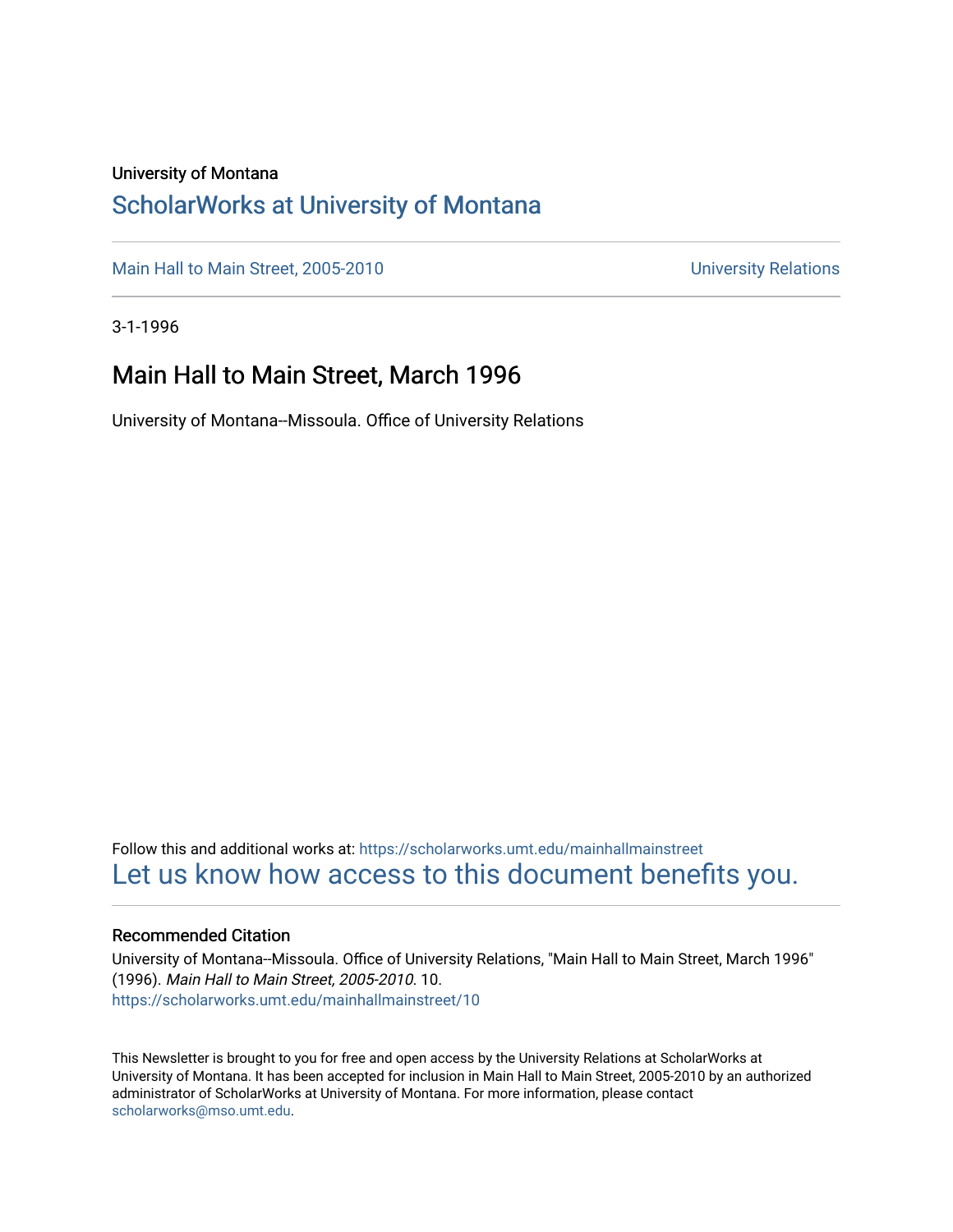University of Montana

# ScholarWorks at University of Montana

Main Hall to Main Street, 2005-2010 University Relations

3-1-1996

## Main Hall to Main Street, March 1996

University of Montana--Missoula. Office of University Relations

Follow this and additional works at: https://scholarworks.umt.edu/mainhallmainstreet

Let us know how access to this document benefits you.

### Recommended Citation

University of Montana--Missoula. Office of University Relations, "Main Hall to Main Street, March 1996" (1996). *Main Hall to Main Street, 2005-2010*. 10.
https://scholarworks.umt.edu/mainhallmainstreet/10

This Newsletter is brought to you for free and open access by the University Relations at ScholarWorks at University of Montana. It has been accepted for inclusion in Main Hall to Main Street, 2005-2010 by an authorized administrator of ScholarWorks at University of Montana. For more information, please contact scholarworks@mso.umt.edu.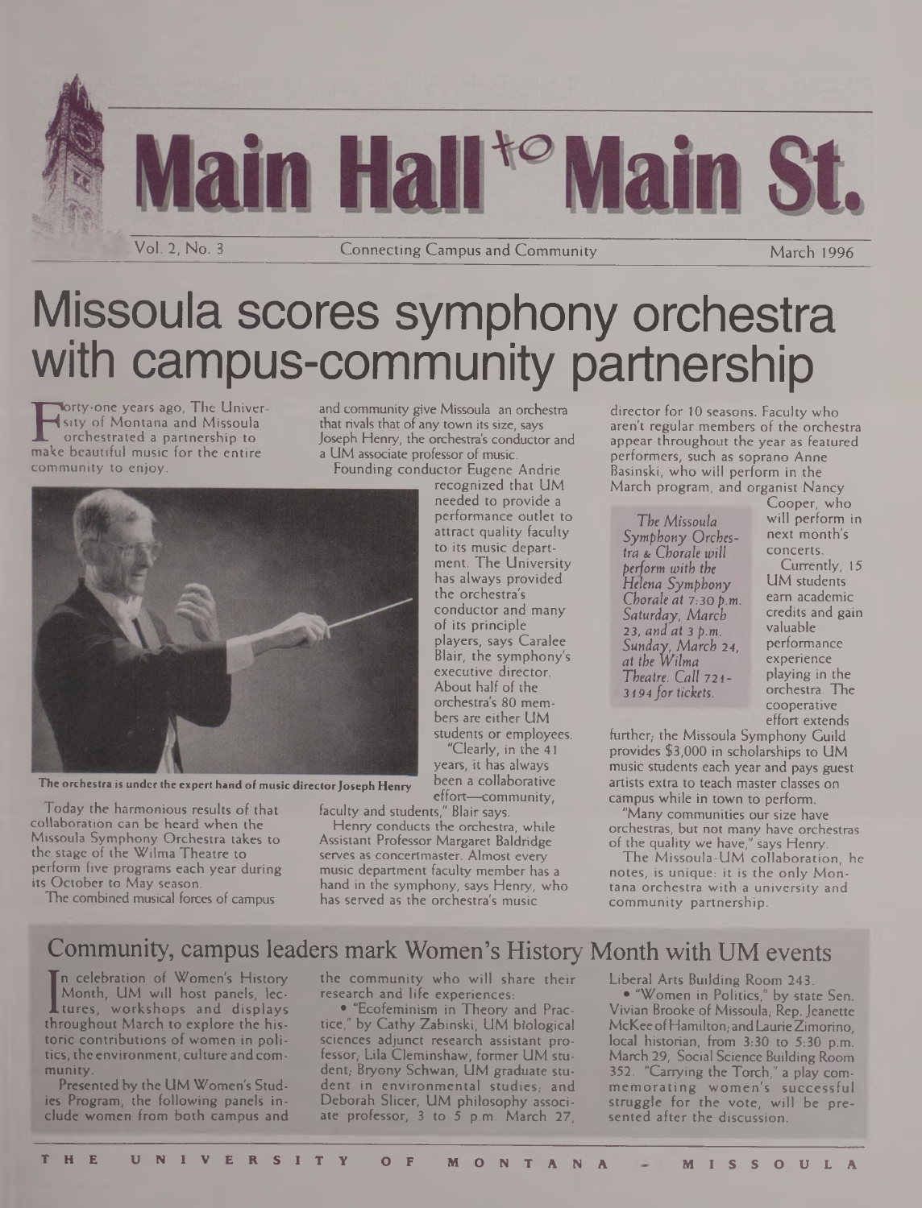# Main Hall to Main St.

Vol. 2, No. 3 — Connecting Campus and Community — March 1996

# Missoula scores symphony orchestra with campus-community partnership

Forty-one years ago, The University of Montana and Missoula orchestrated a partnership to make beautiful music for the entire community to enjoy.

The orchestra is under the expert hand of music director Joseph Henry

Today the harmonious results of that collaboration can be heard when the Missoula Symphony Orchestra takes to the stage of the Wilma Theatre to perform five programs each year during its October to May season.

The combined musical forces of campus and community give Missoula an orchestra that rivals that of any town its size, says Joseph Henry, the orchestra's conductor and a UM associate professor of music.

Founding conductor Eugene Andrie recognized that UM needed to provide a performance outlet to attract quality faculty to its music department. The University has always provided the orchestra's conductor and many of its principle players, says Caralee Blair, the symphony's executive director. About half of the orchestra's 80 members are either UM students or employees.

"Clearly, in the 41 years, it has always been a collaborative effort—community, faculty and students," Blair says.

Henry conducts the orchestra, while Assistant Professor Margaret Baldridge serves as concertmaster. Almost every music department faculty member has a hand in the symphony, says Henry, who has served as the orchestra's music director for 10 seasons. Faculty who aren't regular members of the orchestra appear throughout the year as featured performers, such as soprano Anne Basinski, who will perform in the March program, and organist Nancy Cooper, who will perform in next month's concerts.

*The Missoula Symphony Orchestra & Chorale will perform with the Helena Symphony Chorale at 7:30 p.m. Saturday, March 23, and at 3 p.m. Sunday, March 24, at the Wilma Theatre. Call 721-3194 for tickets.*

Currently, 15 UM students earn academic credits and gain valuable performance experience playing in the orchestra. The cooperative effort extends further; the Missoula Symphony Guild provides $3,000 in scholarships to UM music students each year and pays guest artists extra to teach master classes on campus while in town to perform.

"Many communities our size have orchestras, but not many have orchestras of the quality we have," says Henry.

The Missoula-UM collaboration, he notes, is unique: it is the only Montana orchestra with a university and community partnership.

## Community, campus leaders mark Women's History Month with UM events

In celebration of Women's History Month, UM will host panels, lectures, workshops and displays throughout March to explore the historic contributions of women in politics, the environment, culture and community.

Presented by the UM Women's Studies Program, the following panels include women from both campus and the community who will share their research and life experiences:

- "Ecofeminism in Theory and Practice," by Cathy Zabinski, UM biological sciences adjunct research assistant professor; Lila Cleminshaw, former UM student; Bryony Schwan, UM graduate student in environmental studies; and Deborah Slicer, UM philosophy associate professor, 3 to 5 p.m. March 27, Liberal Arts Building Room 243.
- "Women in Politics," by state Sen. Vivian Brooke of Missoula; Rep. Jeanette McKee of Hamilton; and Laurie Zimorino, local historian, from 3:30 to 5:30 p.m. March 29, Social Science Building Room 352. "Carrying the Torch," a play commemorating women's successful struggle for the vote, will be presented after the discussion.

THE UNIVERSITY OF MONTANA - MISSOULA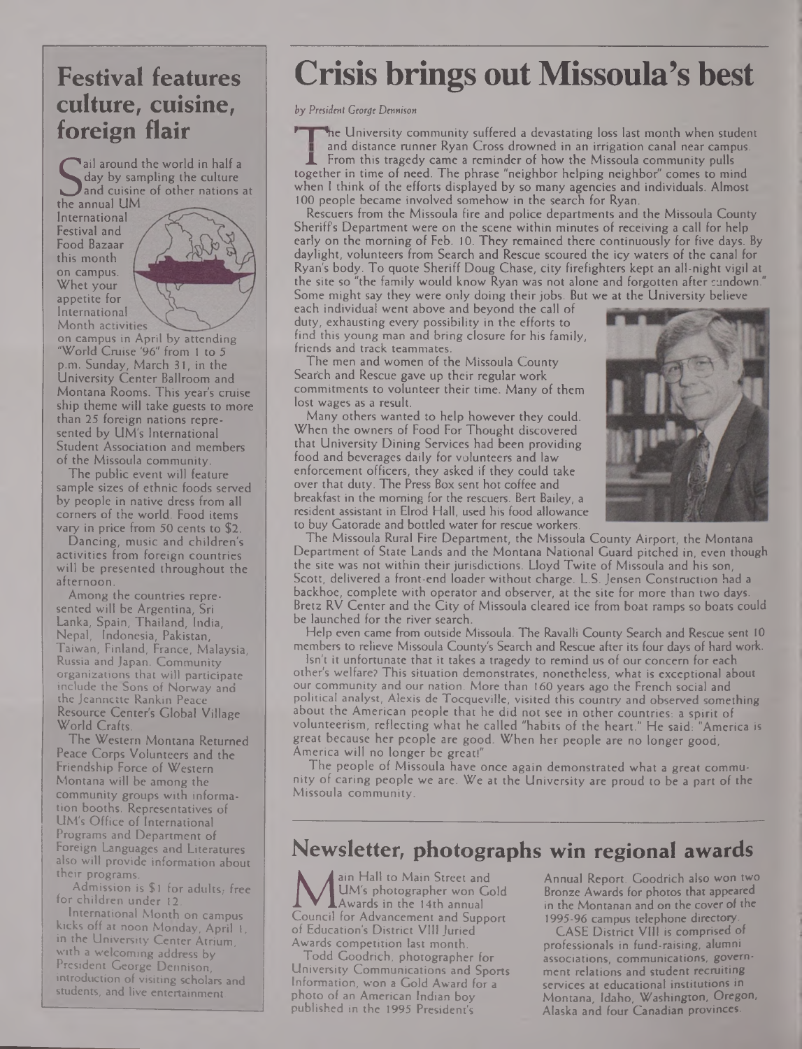## Festival features culture, cuisine, foreign flair

Sail around the world in half a day by sampling the culture and cuisine of other nations at the annual UM International Festival and Food Bazaar this month on campus. Whet your appetite for International Month activities on campus in April by attending "World Cruise '96" from 1 to 5 p.m. Sunday, March 31, in the University Center Ballroom and Montana Rooms. This year's cruise ship theme will take guests to more than 25 foreign nations represented by UM's International Student Association and members of the Missoula community.

The public event will feature sample sizes of ethnic foods served by people in native dress from all corners of the world. Food items vary in price from 50 cents to $2.

Dancing, music and children's activities from foreign countries will be presented throughout the afternoon.

Among the countries represented will be Argentina, Sri Lanka, Spain, Thailand, India, Nepal, Indonesia, Pakistan, Taiwan, Finland, France, Malaysia, Russia and Japan. Community organizations that will participate include the Sons of Norway and the Jeannette Rankin Peace Resource Center's Global Village World Crafts.

The Western Montana Returned Peace Corps Volunteers and the Friendship Force of Western Montana will be among the community groups with information booths. Representatives of UM's Office of International Programs and Department of Foreign Languages and Literatures also will provide information about their programs.

Admission is $1 for adults; free for children under 12.

International Month on campus kicks off at noon Monday, April 1, in the University Center Atrium, with a welcoming address by President George Dennison, introduction of visiting scholars and students, and live entertainment.

# Crisis brings out Missoula's best

*by President George Dennison*

The University community suffered a devastating loss last month when student and distance runner Ryan Cross drowned in an irrigation canal near campus. From this tragedy came a reminder of how the Missoula community pulls together in time of need. The phrase "neighbor helping neighbor" comes to mind when I think of the efforts displayed by so many agencies and individuals. Almost 100 people became involved somehow in the search for Ryan.

Rescuers from the Missoula fire and police departments and the Missoula County Sheriff's Department were on the scene within minutes of receiving a call for help early on the morning of Feb. 10. They remained there continuously for five days. By daylight, volunteers from Search and Rescue scoured the icy waters of the canal for Ryan's body. To quote Sheriff Doug Chase, city firefighters kept an all-night vigil at the site so "the family would know Ryan was not alone and forgotten after sundown." Some might say they were only doing their jobs. But we at the University believe each individual went above and beyond the call of duty, exhausting every possibility in the efforts to find this young man and bring closure for his family, friends and track teammates.

The men and women of the Missoula County Search and Rescue gave up their regular work commitments to volunteer their time. Many of them lost wages as a result.

Many others wanted to help however they could. When the owners of Food For Thought discovered that University Dining Services had been providing food and beverages daily for volunteers and law enforcement officers, they asked if they could take over that duty. The Press Box sent hot coffee and breakfast in the morning for the rescuers. Bert Bailey, a resident assistant in Elrod Hall, used his food allowance to buy Gatorade and bottled water for rescue workers.

The Missoula Rural Fire Department, the Missoula County Airport, the Montana Department of State Lands and the Montana National Guard pitched in, even though the site was not within their jurisdictions. Lloyd Twite of Missoula and his son, Scott, delivered a front-end loader without charge. L.S. Jensen Construction had a backhoe, complete with operator and observer, at the site for more than two days. Bretz RV Center and the City of Missoula cleared ice from boat ramps so boats could be launched for the river search.

Help even came from outside Missoula. The Ravalli County Search and Rescue sent 10 members to relieve Missoula County's Search and Rescue after its four days of hard work.

Isn't it unfortunate that it takes a tragedy to remind us of our concern for each other's welfare? This situation demonstrates, nonetheless, what is exceptional about our community and our nation. More than 160 years ago the French social and political analyst, Alexis de Tocqueville, visited this country and observed something about the American people that he did not see in other countries: a spirit of volunteerism, reflecting what he called "habits of the heart." He said: "America is great because her people are good. When her people are no longer good, America will no longer be great!"

The people of Missoula have once again demonstrated what a great community of caring people we are. We at the University are proud to be a part of the Missoula community.

## Newsletter, photographs win regional awards

Main Hall to Main Street and UM's photographer won Gold Awards in the 14th annual Council for Advancement and Support of Education's District VIII Juried Awards competition last month.

Todd Goodrich, photographer for University Communications and Sports Information, won a Gold Award for a photo of an American Indian boy published in the 1995 President's Annual Report. Goodrich also won two Bronze Awards for photos that appeared in the Montanan and on the cover of the 1995-96 campus telephone directory.

CASE District VIII is comprised of professionals in fund-raising, alumni associations, communications, government relations and student recruiting services at educational institutions in Montana, Idaho, Washington, Oregon, Alaska and four Canadian provinces.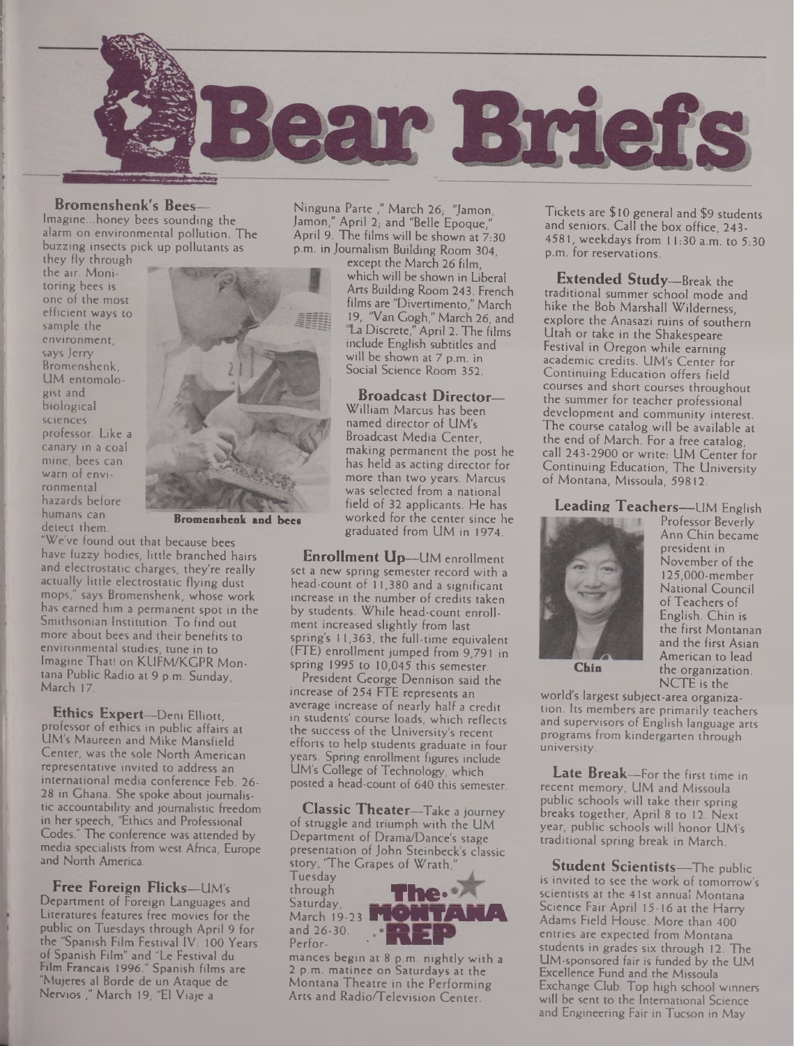# Bear Briefs

**Bromenshenk's Bees**—Imagine...honey bees sounding the alarm on environmental pollution. The buzzing insects pick up pollutants as they fly through the air. Monitoring bees is one of the most efficient ways to sample the environment, says Jerry Bromenshenk, UM entomologist and biological sciences professor. Like a canary in a coal mine, bees can warn of environmental hazards before humans can detect them.

**Bromenshenk and bees**

"We've found out that because bees have fuzzy bodies, little branched hairs and electrostatic charges, they're really actually little electrostatic flying dust mops," says Bromenshenk, whose work has earned him a permanent spot in the Smithsonian Institution. To find out more about bees and their benefits to environmental studies, tune in to Imagine That! on KUFM/KGPR Montana Public Radio at 9 p.m. Sunday, March 17.

**Ethics Expert**—Deni Elliott, professor of ethics in public affairs at UM's Maureen and Mike Mansfield Center, was the sole North American representative invited to address an international media conference Feb. 26-28 in Ghana. She spoke about journalistic accountability and journalistic freedom in her speech, "Ethics and Professional Codes." The conference was attended by media specialists from west Africa, Europe and North America.

**Free Foreign Flicks**—UM's Department of Foreign Languages and Literatures features free movies for the public on Tuesdays through April 9 for the "Spanish Film Festival IV: 100 Years of Spanish Film" and "Le Festival du Film Francais 1996." Spanish films are "Mujeres al Borde de un Ataque de Nervios," March 19; "El Viaje a Ninguna Parte," March 26; "Jamon, Jamon," April 2; and "Belle Epoque," April 9. The films will be shown at 7:30 p.m. in Journalism Building Room 304, except the March 26 film, which will be shown in Liberal Arts Building Room 243. French films are "Divertimento," March 19, "Van Gogh," March 26, and "La Discrete," April 2. The films include English subtitles and will be shown at 7 p.m. in Social Science Room 352.

**Broadcast Director**—William Marcus has been named director of UM's Broadcast Media Center, making permanent the post he has held as acting director for more than two years. Marcus was selected from a national field of 32 applicants. He has worked for the center since he graduated from UM in 1974.

**Enrollment Up**—UM enrollment set a new spring semester record with a head-count of 11,380 and a significant increase in the number of credits taken by students. While head-count enrollment increased slightly from last spring's 11,363, the full-time equivalent (FTE) enrollment jumped from 9,791 in spring 1995 to 10,045 this semester.

President George Dennison said the increase of 254 FTE represents an average increase of nearly half a credit in students' course loads, which reflects the success of the University's recent efforts to help students graduate in four years. Spring enrollment figures include UM's College of Technology, which posted a head-count of 640 this semester.

**Classic Theater**—Take a journey of struggle and triumph with the UM Department of Drama/Dance's stage presentation of John Steinbeck's classic story, "The Grapes of Wrath," Tuesday through Saturday, March 19-23 and 26-30. Performances begin at 8 p.m. nightly with a 2 p.m. matinee on Saturdays at the Montana Theatre in the Performing Arts and Radio/Television Center.

The MONTANA REP

Tickets are $10 general and $9 students and seniors. Call the box office, 243-4581, weekdays from 11:30 a.m. to 5:30 p.m. for reservations.

**Extended Study**—Break the traditional summer school mode and hike the Bob Marshall Wilderness, explore the Anasazi ruins of southern Utah or take in the Shakespeare Festival in Oregon while earning academic credits. UM's Center for Continuing Education offers field courses and short courses throughout the summer for teacher professional development and community interest. The course catalog will be available at the end of March. For a free catalog, call 243-2900 or write: UM Center for Continuing Education, The University of Montana, Missoula, 59812.

**Leading Teachers**—UM English Professor Beverly Ann Chin became president in November of the 125,000-member National Council of Teachers of English. Chin is the first Montanan and the first Asian American to lead the organization. NCTE is the world's largest subject-area organization. Its members are primarily teachers and supervisors of English language arts programs from kindergarten through university.

**Chin**

**Late Break**—For the first time in recent memory, UM and Missoula public schools will take their spring breaks together, April 8 to 12. Next year, public schools will honor UM's traditional spring break in March.

**Student Scientists**—The public is invited to see the work of tomorrow's scientists at the 41st annual Montana Science Fair April 15-16 at the Harry Adams Field House. More than 400 entries are expected from Montana students in grades six through 12. The UM-sponsored fair is funded by the UM Excellence Fund and the Missoula Exchange Club. Top high school winners will be sent to the International Science and Engineering Fair in Tucson in May.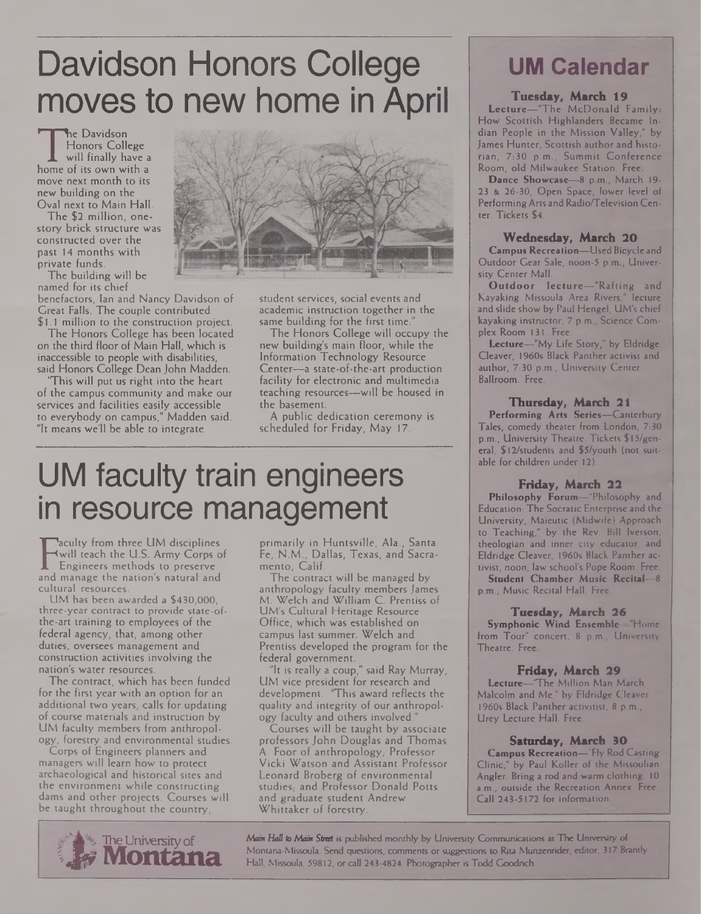# Davidson Honors College moves to new home in April

The Davidson Honors College will finally have a home of its own with a move next month to its new building on the Oval next to Main Hall.

The $2 million, one-story brick structure was constructed over the past 14 months with private funds.

The building will be named for its chief benefactors, Ian and Nancy Davidson of Great Falls. The couple contributed $1.1 million to the construction project.

The Honors College has been located on the third floor of Main Hall, which is inaccessible to people with disabilities, said Honors College Dean John Madden.

"This will put us right into the heart of the campus community and make our services and facilities easily accessible to everybody on campus," Madden said. "It means we'll be able to integrate student services, social events and academic instruction together in the same building for the first time."

The Honors College will occupy the new building's main floor, while the Information Technology Resource Center—a state-of-the-art production facility for electronic and multimedia teaching resources—will be housed in the basement.

A public dedication ceremony is scheduled for Friday, May 17.

# UM faculty train engineers in resource management

Faculty from three UM disciplines will teach the U.S. Army Corps of Engineers methods to preserve and manage the nation's natural and cultural resources.

UM has been awarded a $430,000, three-year contract to provide state-of-the-art training to employees of the federal agency, that, among other duties, oversees management and construction activities involving the nation's water resources.

The contract, which has been funded for the first year with an option for an additional two years, calls for updating of course materials and instruction by UM faculty members from anthropology, forestry and environmental studies.

Corps of Engineers planners and managers will learn how to protect archaeological and historical sites and the environment while constructing dams and other projects. Courses will be taught throughout the country, primarily in Huntsville, Ala., Santa Fe, N.M., Dallas, Texas, and Sacramento, Calif.

The contract will be managed by anthropology faculty members James M. Welch and William C. Prentiss of UM's Cultural Heritage Resource Office, which was established on campus last summer. Welch and Prentiss developed the program for the federal government.

"It is really a coup," said Ray Murray, UM vice president for research and development. "This award reflects the quality and integrity of our anthropology faculty and others involved."

Courses will be taught by associate professors John Douglas and Thomas A. Foor of anthropology; Professor Vicki Watson and Assistant Professor Leonard Broberg of environmental studies; and Professor Donald Potts and graduate student Andrew Whittaker of forestry.

## UM Calendar

### Tuesday, March 19

**Lecture**—"The McDonald Family: How Scottish Highlanders Became Indian People in the Mission Valley," by James Hunter, Scottish author and historian, 7:30 p.m., Summit Conference Room, old Milwaukee Station. Free.

**Dance Showcase**—8 p.m., March 19-23 & 26-30, Open Space, lower level of Performing Arts and Radio/Television Center. Tickets $4.

### Wednesday, March 20

**Campus Recreation**—Used Bicycle and Outdoor Gear Sale, noon-5 p.m., University Center Mall.

**Outdoor lecture**—"Rafting and Kayaking Missoula Area Rivers," lecture and slide show by Paul Hengel, UM's chief kayaking instructor, 7 p.m., Science Complex Room 131. Free.

**Lecture**—"My Life Story," by Eldridge Cleaver, 1960s Black Panther activist and author, 7:30 p.m., University Center Ballroom. Free.

### Thursday, March 21

**Performing Arts Series**—Canterbury Tales, comedy theater from London, 7:30 p.m., University Theatre. Tickets $15/general, $12/students and $5/youth (not suitable for children under 12).

### Friday, March 22

**Philosophy Forum**—"Philosophy and Education: The Socratic Enterprise and the University, Maieutic (Midwife) Approach to Teaching," by the Rev. Bill Iverson, theologian and inner city educator, and Eldridge Cleaver, 1960s Black Panther activist, noon, law school's Pope Room. Free.

**Student Chamber Music Recital**—8 p.m., Music Recital Hall. Free.

### Tuesday, March 26

**Symphonic Wind Ensemble**—"Home from Tour" concert, 8 p.m., University Theatre. Free.

### Friday, March 29

**Lecture**—"The Million Man March, Malcolm and Me," by Eldridge Cleaver, 1960s Black Panther activitist, 8 p.m., Urey Lecture Hall. Free.

### Saturday, March 30

**Campus Recreation**—"Fly Rod Casting Clinic," by Paul Koller of the Missoulian Angler. Bring a rod and warm clothing, 10 a.m., outside the Recreation Annex. Free. Call 243-5172 for information.

The University of Montana

*Main Hall to Main Street* is published monthly by University Communications at The University of Montana-Missoula. Send questions, comments or suggestions to Rita Munzenrider, editor, 317 Brantly Hall, Missoula, 59812, or call 243-4824. Photographer is Todd Goodrich.